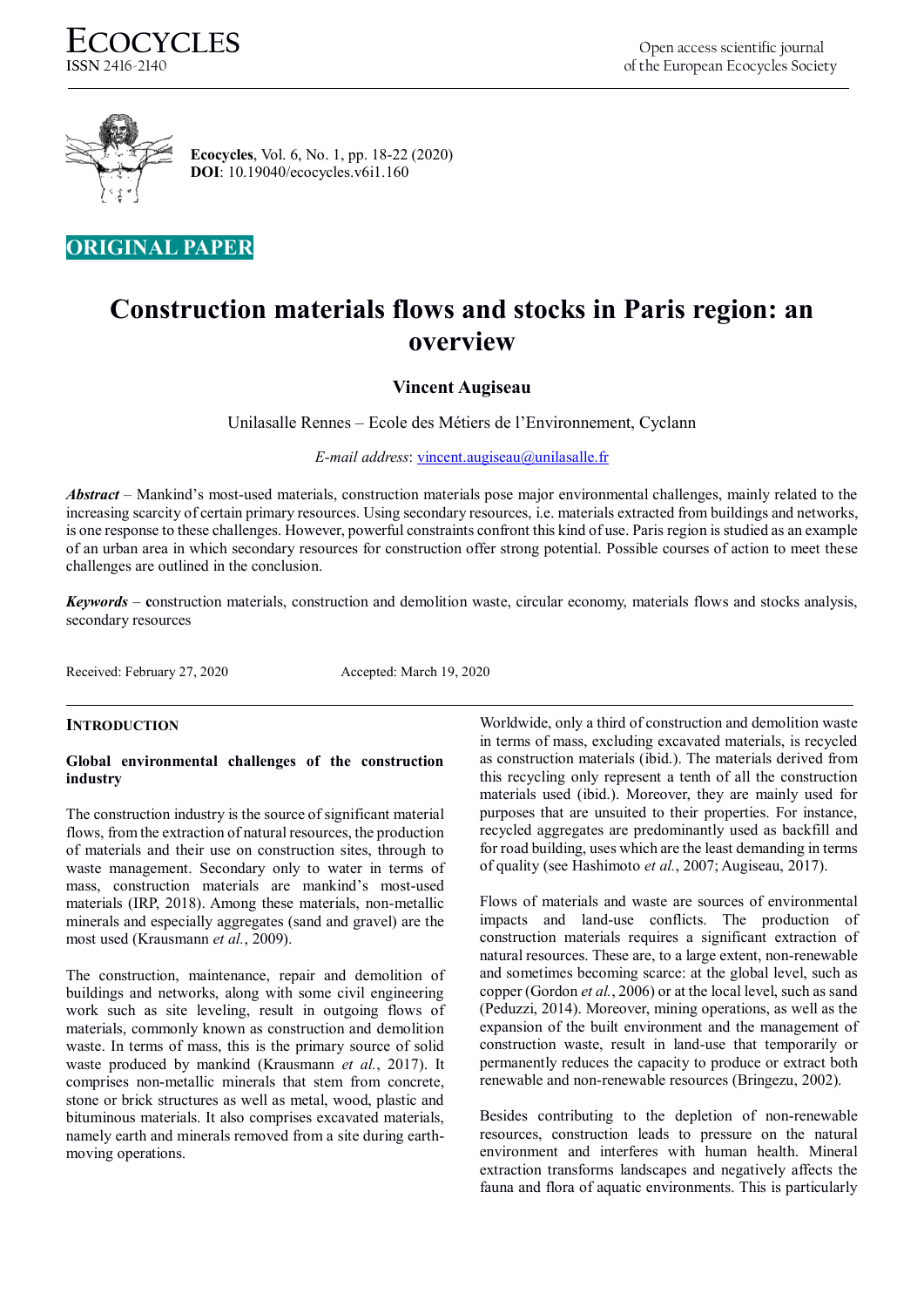**ORIGINAL PAPER**

# Construction materials flows and stocks in Paris region: an overview

**Vincent Augiseau**

Unilasalle Rennes – Ecole des Métiers de l'Environnement, Cyclann

*E-mail address*: vincent.augiseau@unilasalle.fr

***Abstract*** – Mankind's most-used materials, construction materials pose major environmental challenges, mainly related to the increasing scarcity of certain primary resources. Using secondary resources, i.e. materials extracted from buildings and networks, is one response to these challenges. However, powerful constraints confront this kind of use. Paris region is studied as an example of an urban area in which secondary resources for construction offer strong potential. Possible courses of action to meet these challenges are outlined in the conclusion.

***Keywords*** – **c**onstruction materials, construction and demolition waste, circular economy, materials flows and stocks analysis, secondary resources

Received: February 27, 2020 Accepted: March 19, 2020

## INTRODUCTION

### Global environmental challenges of the construction industry

The construction industry is the source of significant material flows, from the extraction of natural resources, the production of materials and their use on construction sites, through to waste management. Secondary only to water in terms of mass, construction materials are mankind's most-used materials (IRP, 2018). Among these materials, non-metallic minerals and especially aggregates (sand and gravel) are the most used (Krausmann *et al.*, 2009).

The construction, maintenance, repair and demolition of buildings and networks, along with some civil engineering work such as site leveling, result in outgoing flows of materials, commonly known as construction and demolition waste. In terms of mass, this is the primary source of solid waste produced by mankind (Krausmann *et al.*, 2017). It comprises non-metallic minerals that stem from concrete, stone or brick structures as well as metal, wood, plastic and bituminous materials. It also comprises excavated materials, namely earth and minerals removed from a site during earth-moving operations.

Worldwide, only a third of construction and demolition waste in terms of mass, excluding excavated materials, is recycled as construction materials (ibid.). The materials derived from this recycling only represent a tenth of all the construction materials used (ibid.). Moreover, they are mainly used for purposes that are unsuited to their properties. For instance, recycled aggregates are predominantly used as backfill and for road building, uses which are the least demanding in terms of quality (see Hashimoto *et al.*, 2007; Augiseau, 2017).

Flows of materials and waste are sources of environmental impacts and land-use conflicts. The production of construction materials requires a significant extraction of natural resources. These are, to a large extent, non-renewable and sometimes becoming scarce: at the global level, such as copper (Gordon *et al.*, 2006) or at the local level, such as sand (Peduzzi, 2014). Moreover, mining operations, as well as the expansion of the built environment and the management of construction waste, result in land-use that temporarily or permanently reduces the capacity to produce or extract both renewable and non-renewable resources (Bringezu, 2002).

Besides contributing to the depletion of non-renewable resources, construction leads to pressure on the natural environment and interferes with human health. Mineral extraction transforms landscapes and negatively affects the fauna and flora of aquatic environments. This is particularly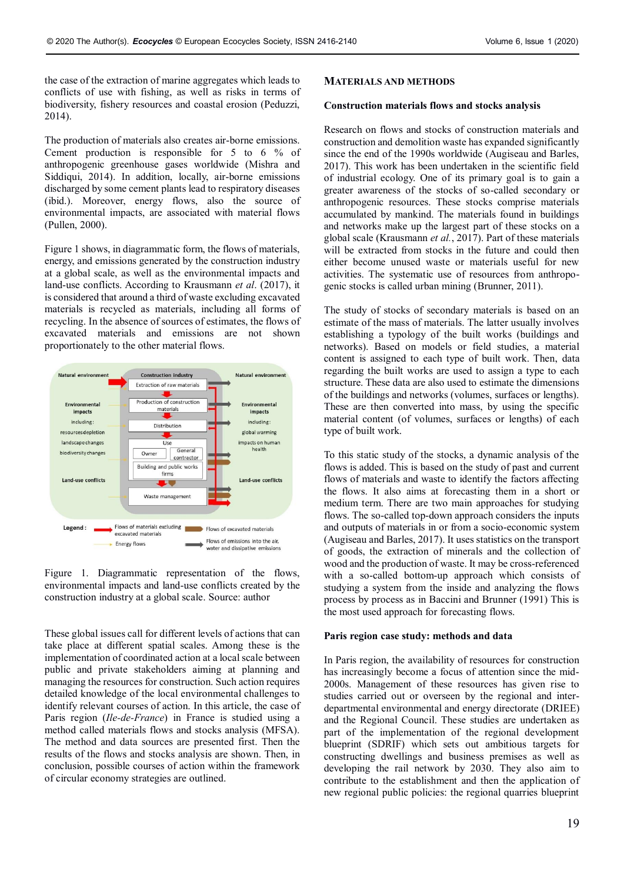the case of the extraction of marine aggregates which leads to conflicts of use with fishing, as well as risks in terms of biodiversity, fishery resources and coastal erosion (Peduzzi, 2014).

The production of materials also creates air-borne emissions. Cement production is responsible for 5 to 6 % of anthropogenic greenhouse gases worldwide (Mishra and Siddiqui, 2014). In addition, locally, air-borne emissions discharged by some cement plants lead to respiratory diseases (ibid.). Moreover, energy flows, also the source of environmental impacts, are associated with material flows (Pullen, 2000).

Figure 1 shows, in diagrammatic form, the flows of materials, energy, and emissions generated by the construction industry at a global scale, as well as the environmental impacts and land-use conflicts. According to Krausmann *et al*. (2017), it is considered that around a third of waste excluding excavated materials is recycled as materials, including all forms of recycling. In the absence of sources of estimates, the flows of excavated materials and emissions are not shown proportionately to the other material flows.

Figure 1. Diagrammatic representation of the flows, environmental impacts and land-use conflicts created by the construction industry at a global scale. Source: author

These global issues call for different levels of actions that can take place at different spatial scales. Among these is the implementation of coordinated action at a local scale between public and private stakeholders aiming at planning and managing the resources for construction. Such action requires detailed knowledge of the local environmental challenges to identify relevant courses of action. In this article, the case of Paris region (*Ile-de-France*) in France is studied using a method called materials flows and stocks analysis (MFSA). The method and data sources are presented first. Then the results of the flows and stocks analysis are shown. Then, in conclusion, possible courses of action within the framework of circular economy strategies are outlined.

## Materials and Methods

### Construction materials flows and stocks analysis

Research on flows and stocks of construction materials and construction and demolition waste has expanded significantly since the end of the 1990s worldwide (Augiseau and Barles, 2017). This work has been undertaken in the scientific field of industrial ecology. One of its primary goal is to gain a greater awareness of the stocks of so-called secondary or anthropogenic resources. These stocks comprise materials accumulated by mankind. The materials found in buildings and networks make up the largest part of these stocks on a global scale (Krausmann *et al.*, 2017). Part of these materials will be extracted from stocks in the future and could then either become unused waste or materials useful for new activities. The systematic use of resources from anthropogenic stocks is called urban mining (Brunner, 2011).

The study of stocks of secondary materials is based on an estimate of the mass of materials. The latter usually involves establishing a typology of the built works (buildings and networks). Based on models or field studies, a material content is assigned to each type of built work. Then, data regarding the built works are used to assign a type to each structure. These data are also used to estimate the dimensions of the buildings and networks (volumes, surfaces or lengths). These are then converted into mass, by using the specific material content (of volumes, surfaces or lengths) of each type of built work.

To this static study of the stocks, a dynamic analysis of the flows is added. This is based on the study of past and current flows of materials and waste to identify the factors affecting the flows. It also aims at forecasting them in a short or medium term. There are two main approaches for studying flows. The so-called top-down approach considers the inputs and outputs of materials in or from a socio-economic system (Augiseau and Barles, 2017). It uses statistics on the transport of goods, the extraction of minerals and the collection of wood and the production of waste. It may be cross-referenced with a so-called bottom-up approach which consists of studying a system from the inside and analyzing the flows process by process as in Baccini and Brunner (1991) This is the most used approach for forecasting flows.

### Paris region case study: methods and data

In Paris region, the availability of resources for construction has increasingly become a focus of attention since the mid-2000s. Management of these resources has given rise to studies carried out or overseen by the regional and inter-departmental environmental and energy directorate (DRIEE) and the Regional Council. These studies are undertaken as part of the implementation of the regional development blueprint (SDRIF) which sets out ambitious targets for constructing dwellings and business premises as well as developing the rail network by 2030. They also aim to contribute to the establishment and then the application of new regional public policies: the regional quarries blueprint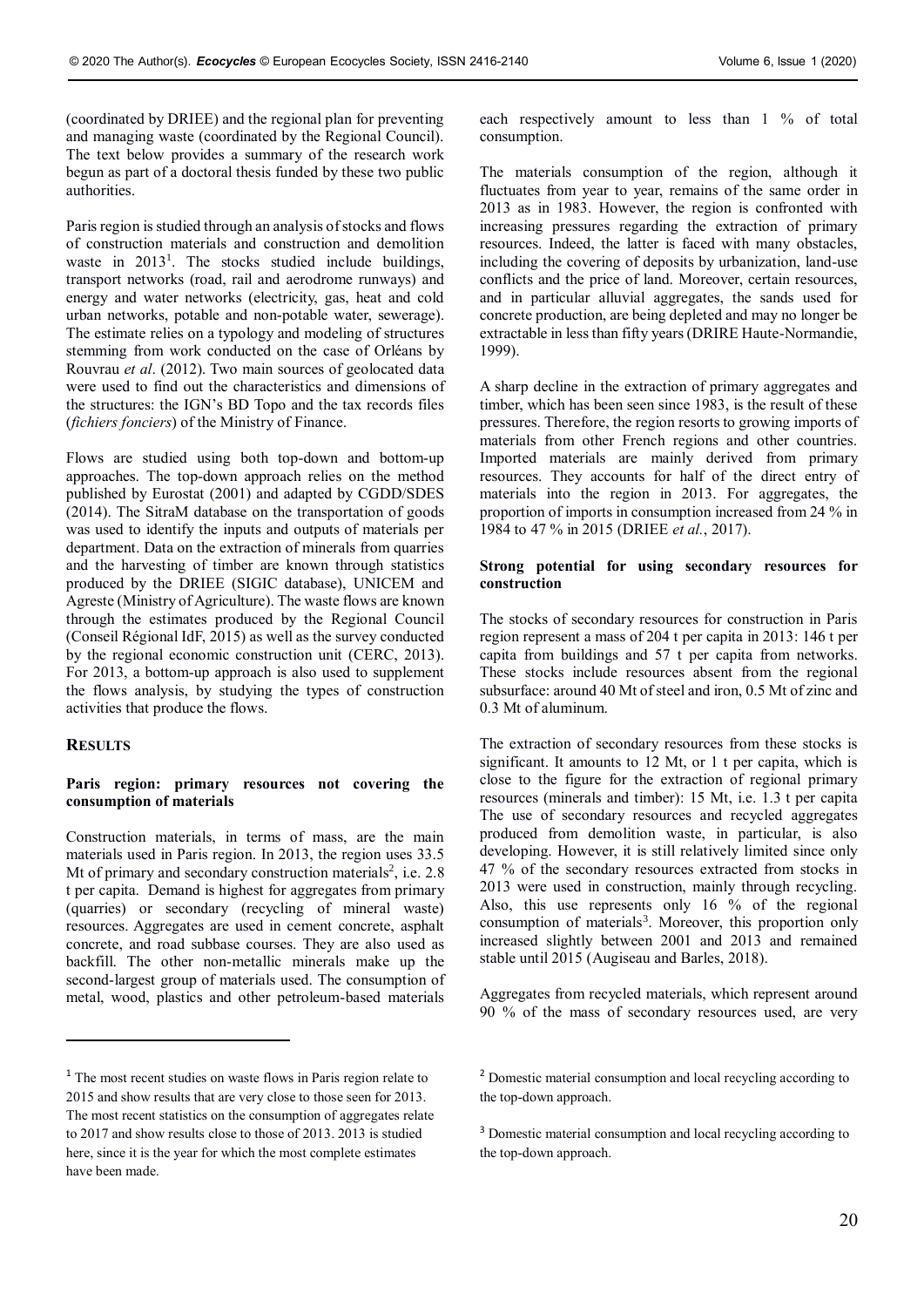(coordinated by DRIEE) and the regional plan for preventing and managing waste (coordinated by the Regional Council). The text below provides a summary of the research work begun as part of a doctoral thesis funded by these two public authorities.

Paris region is studied through an analysis of stocks and flows of construction materials and construction and demolition waste in 2013[1]. The stocks studied include buildings, transport networks (road, rail and aerodrome runways) and energy and water networks (electricity, gas, heat and cold urban networks, potable and non-potable water, sewerage). The estimate relies on a typology and modeling of structures stemming from work conducted on the case of Orléans by Rouvrau *et al*. (2012). Two main sources of geolocated data were used to find out the characteristics and dimensions of the structures: the IGN's BD Topo and the tax records files (*fichiers fonciers*) of the Ministry of Finance.

Flows are studied using both top-down and bottom-up approaches. The top-down approach relies on the method published by Eurostat (2001) and adapted by CGDD/SDES (2014). The SitraM database on the transportation of goods was used to identify the inputs and outputs of materials per department. Data on the extraction of minerals from quarries and the harvesting of timber are known through statistics produced by the DRIEE (SIGIC database), UNICEM and Agreste (Ministry of Agriculture). The waste flows are known through the estimates produced by the Regional Council (Conseil Régional IdF, 2015) as well as the survey conducted by the regional economic construction unit (CERC, 2013). For 2013, a bottom-up approach is also used to supplement the flows analysis, by studying the types of construction activities that produce the flows.

## RESULTS

### Paris region: primary resources not covering the consumption of materials

Construction materials, in terms of mass, are the main materials used in Paris region. In 2013, the region uses 33.5 Mt of primary and secondary construction materials[2], i.e. 2.8 t per capita. Demand is highest for aggregates from primary (quarries) or secondary (recycling of mineral waste) resources. Aggregates are used in cement concrete, asphalt concrete, and road subbase courses. They are also used as backfill. The other non-metallic minerals make up the second-largest group of materials used. The consumption of metal, wood, plastics and other petroleum-based materials each respectively amount to less than 1 % of total consumption.

The materials consumption of the region, although it fluctuates from year to year, remains of the same order in 2013 as in 1983. However, the region is confronted with increasing pressures regarding the extraction of primary resources. Indeed, the latter is faced with many obstacles, including the covering of deposits by urbanization, land-use conflicts and the price of land. Moreover, certain resources, and in particular alluvial aggregates, the sands used for concrete production, are being depleted and may no longer be extractable in less than fifty years (DRIRE Haute-Normandie, 1999).

A sharp decline in the extraction of primary aggregates and timber, which has been seen since 1983, is the result of these pressures. Therefore, the region resorts to growing imports of materials from other French regions and other countries. Imported materials are mainly derived from primary resources. They accounts for half of the direct entry of materials into the region in 2013. For aggregates, the proportion of imports in consumption increased from 24 % in 1984 to 47 % in 2015 (DRIEE *et al.*, 2017).

### Strong potential for using secondary resources for construction

The stocks of secondary resources for construction in Paris region represent a mass of 204 t per capita in 2013: 146 t per capita from buildings and 57 t per capita from networks. These stocks include resources absent from the regional subsurface: around 40 Mt of steel and iron, 0.5 Mt of zinc and 0.3 Mt of aluminum.

The extraction of secondary resources from these stocks is significant. It amounts to 12 Mt, or 1 t per capita, which is close to the figure for the extraction of regional primary resources (minerals and timber): 15 Mt, i.e. 1.3 t per capita The use of secondary resources and recycled aggregates produced from demolition waste, in particular, is also developing. However, it is still relatively limited since only 47 % of the secondary resources extracted from stocks in 2013 were used in construction, mainly through recycling. Also, this use represents only 16 % of the regional consumption of materials[3]. Moreover, this proportion only increased slightly between 2001 and 2013 and remained stable until 2015 (Augiseau and Barles, 2018).

Aggregates from recycled materials, which represent around 90 % of the mass of secondary resources used, are very

---

[1] The most recent studies on waste flows in Paris region relate to 2015 and show results that are very close to those seen for 2013. The most recent statistics on the consumption of aggregates relate to 2017 and show results close to those of 2013. 2013 is studied here, since it is the year for which the most complete estimates have been made.

[2] Domestic material consumption and local recycling according to the top-down approach.

[3] Domestic material consumption and local recycling according to the top-down approach.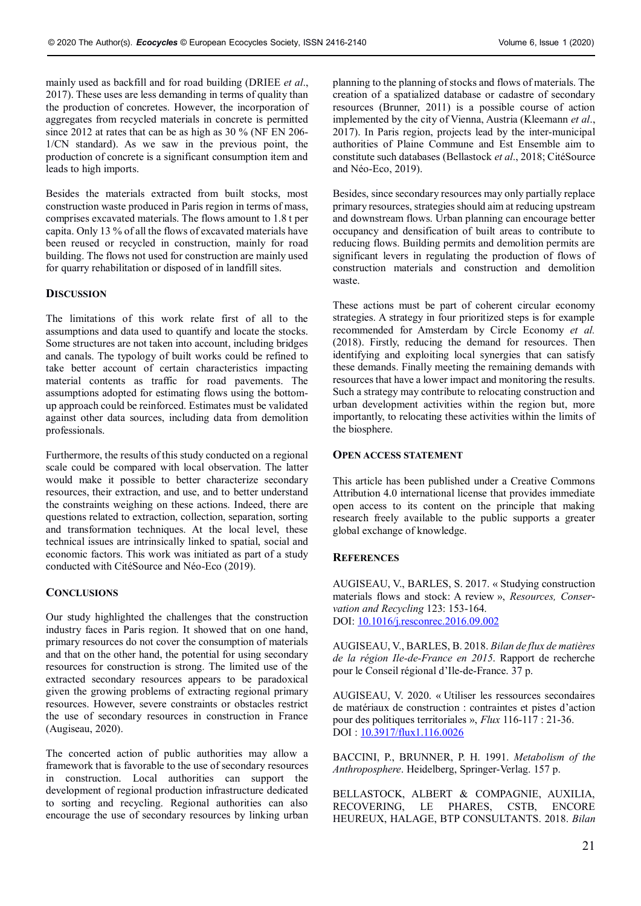mainly used as backfill and for road building (DRIEE *et al*., 2017). These uses are less demanding in terms of quality than the production of concretes. However, the incorporation of aggregates from recycled materials in concrete is permitted since 2012 at rates that can be as high as 30 % (NF EN 206-1/CN standard). As we saw in the previous point, the production of concrete is a significant consumption item and leads to high imports.

Besides the materials extracted from built stocks, most construction waste produced in Paris region in terms of mass, comprises excavated materials. The flows amount to 1.8 t per capita. Only 13 % of all the flows of excavated materials have been reused or recycled in construction, mainly for road building. The flows not used for construction are mainly used for quarry rehabilitation or disposed of in landfill sites.

## DISCUSSION

The limitations of this work relate first of all to the assumptions and data used to quantify and locate the stocks. Some structures are not taken into account, including bridges and canals. The typology of built works could be refined to take better account of certain characteristics impacting material contents as traffic for road pavements. The assumptions adopted for estimating flows using the bottom-up approach could be reinforced. Estimates must be validated against other data sources, including data from demolition professionals.

Furthermore, the results of this study conducted on a regional scale could be compared with local observation. The latter would make it possible to better characterize secondary resources, their extraction, and use, and to better understand the constraints weighing on these actions. Indeed, there are questions related to extraction, collection, separation, sorting and transformation techniques. At the local level, these technical issues are intrinsically linked to spatial, social and economic factors. This work was initiated as part of a study conducted with CitéSource and Néo-Eco (2019).

## CONCLUSIONS

Our study highlighted the challenges that the construction industry faces in Paris region. It showed that on one hand, primary resources do not cover the consumption of materials and that on the other hand, the potential for using secondary resources for construction is strong. The limited use of the extracted secondary resources appears to be paradoxical given the growing problems of extracting regional primary resources. However, severe constraints or obstacles restrict the use of secondary resources in construction in France (Augiseau, 2020).

The concerted action of public authorities may allow a framework that is favorable to the use of secondary resources in construction. Local authorities can support the development of regional production infrastructure dedicated to sorting and recycling. Regional authorities can also encourage the use of secondary resources by linking urban planning to the planning of stocks and flows of materials. The creation of a spatialized database or cadastre of secondary resources (Brunner, 2011) is a possible course of action implemented by the city of Vienna, Austria (Kleemann *et al*., 2017). In Paris region, projects lead by the inter-municipal authorities of Plaine Commune and Est Ensemble aim to constitute such databases (Bellastock *et al*., 2018; CitéSource and Néo-Eco, 2019).

Besides, since secondary resources may only partially replace primary resources, strategies should aim at reducing upstream and downstream flows. Urban planning can encourage better occupancy and densification of built areas to contribute to reducing flows. Building permits and demolition permits are significant levers in regulating the production of flows of construction materials and construction and demolition waste.

These actions must be part of coherent circular economy strategies. A strategy in four prioritized steps is for example recommended for Amsterdam by Circle Economy *et al.* (2018). Firstly, reducing the demand for resources. Then identifying and exploiting local synergies that can satisfy these demands. Finally meeting the remaining demands with resources that have a lower impact and monitoring the results. Such a strategy may contribute to relocating construction and urban development activities within the region but, more importantly, to relocating these activities within the limits of the biosphere.

## OPEN ACCESS STATEMENT

This article has been published under a Creative Commons Attribution 4.0 international license that provides immediate open access to its content on the principle that making research freely available to the public supports a greater global exchange of knowledge.

## REFERENCES

AUGISEAU, V., BARLES, S. 2017. « Studying construction materials flows and stock: A review », *Resources, Conservation and Recycling* 123: 153-164.
DOI: 10.1016/j.resconrec.2016.09.002

AUGISEAU, V., BARLES, B. 2018. *Bilan de flux de matières de la région Ile-de-France en 2015*. Rapport de recherche pour le Conseil régional d'Ile-de-France. 37 p.

AUGISEAU, V. 2020. « Utiliser les ressources secondaires de matériaux de construction : contraintes et pistes d'action pour des politiques territoriales », *Flux* 116-117 : 21-36.
DOI : 10.3917/flux1.116.0026

BACCINI, P., BRUNNER, P. H. 1991. *Metabolism of the Anthroposphere*. Heidelberg, Springer-Verlag. 157 p.

BELLASTOCK, ALBERT & COMPAGNIE, AUXILIA, RECOVERING, LE PHARES, CSTB, ENCORE HEUREUX, HALAGE, BTP CONSULTANTS. 2018. *Bilan*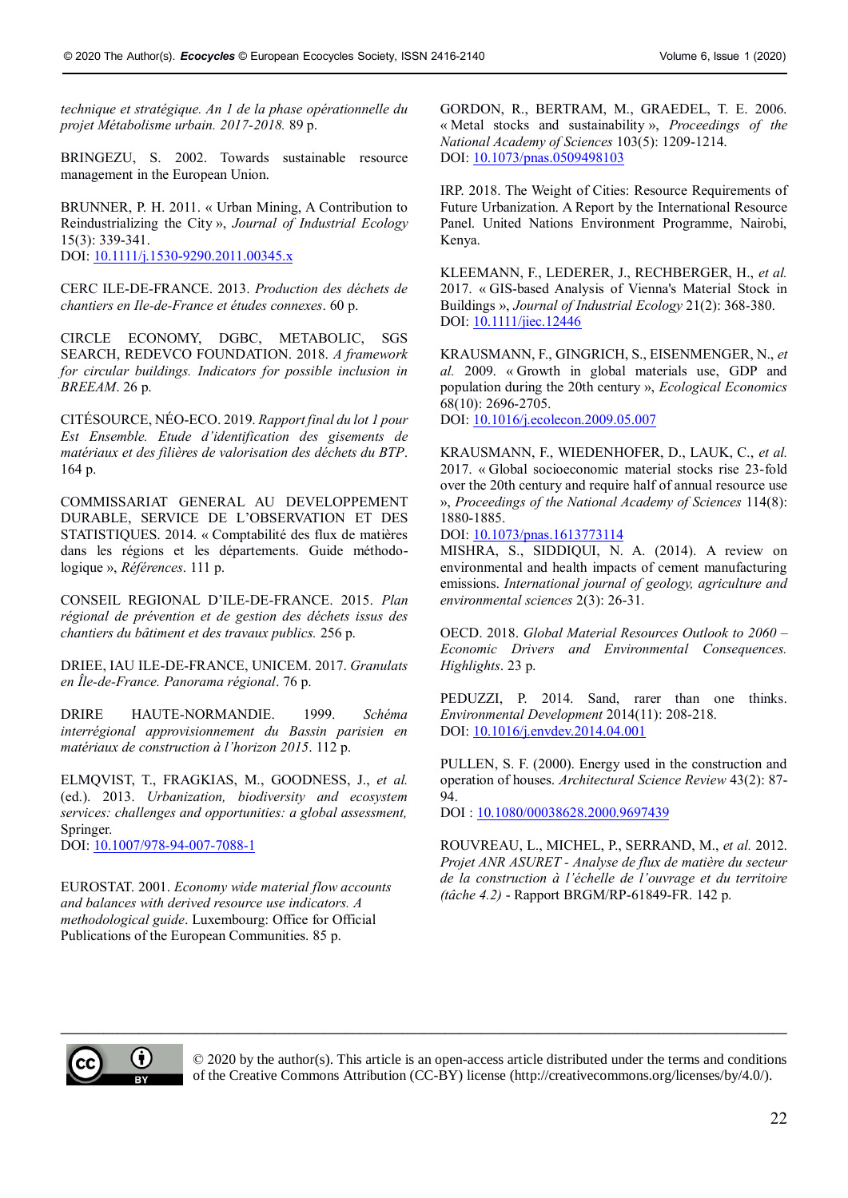*technique et stratégique. An 1 de la phase opérationnelle du projet Métabolisme urbain. 2017-2018.* 89 p.

BRINGEZU, S. 2002. Towards sustainable resource management in the European Union.

BRUNNER, P. H. 2011. « Urban Mining, A Contribution to Reindustrializing the City », *Journal of Industrial Ecology* 15(3): 339-341.
DOI: 10.1111/j.1530-9290.2011.00345.x

CERC ILE-DE-FRANCE. 2013. *Production des déchets de chantiers en Ile-de-France et études connexes*. 60 p.

CIRCLE ECONOMY, DGBC, METABOLIC, SGS SEARCH, REDEVCO FOUNDATION. 2018. *A framework for circular buildings. Indicators for possible inclusion in BREEAM*. 26 p.

CITÉSOURCE, NÉO-ECO. 2019. *Rapport final du lot 1 pour Est Ensemble. Etude d'identification des gisements de matériaux et des filières de valorisation des déchets du BTP*. 164 p.

COMMISSARIAT GENERAL AU DEVELOPPEMENT DURABLE, SERVICE DE L'OBSERVATION ET DES STATISTIQUES. 2014. « Comptabilité des flux de matières dans les régions et les départements. Guide méthodologique », *Références*. 111 p.

CONSEIL REGIONAL D'ILE-DE-FRANCE. 2015. *Plan régional de prévention et de gestion des déchets issus des chantiers du bâtiment et des travaux publics.* 256 p.

DRIEE, IAU ILE-DE-FRANCE, UNICEM. 2017. *Granulats en Île-de-France. Panorama régional*. 76 p.

DRIRE HAUTE-NORMANDIE. 1999. *Schéma interrégional approvisionnement du Bassin parisien en matériaux de construction à l'horizon 2015*. 112 p.

ELMQVIST, T., FRAGKIAS, M., GOODNESS, J., *et al.* (ed.). 2013. *Urbanization, biodiversity and ecosystem services: challenges and opportunities: a global assessment*, Springer.
DOI: 10.1007/978-94-007-7088-1

EUROSTAT. 2001. *Economy wide material flow accounts and balances with derived resource use indicators. A methodological guide*. Luxembourg: Office for Official Publications of the European Communities. 85 p.

GORDON, R., BERTRAM, M., GRAEDEL, T. E. 2006. « Metal stocks and sustainability », *Proceedings of the National Academy of Sciences* 103(5): 1209-1214.
DOI: 10.1073/pnas.0509498103

IRP. 2018. The Weight of Cities: Resource Requirements of Future Urbanization. A Report by the International Resource Panel. United Nations Environment Programme, Nairobi, Kenya.

KLEEMANN, F., LEDERER, J., RECHBERGER, H., *et al.* 2017. « GIS-based Analysis of Vienna's Material Stock in Buildings », *Journal of Industrial Ecology* 21(2): 368-380.
DOI: 10.1111/jiec.12446

KRAUSMANN, F., GINGRICH, S., EISENMENGER, N., *et al.* 2009. « Growth in global materials use, GDP and population during the 20th century », *Ecological Economics* 68(10): 2696-2705.
DOI: 10.1016/j.ecolecon.2009.05.007

KRAUSMANN, F., WIEDENHOFER, D., LAUK, C., *et al.* 2017. « Global socioeconomic material stocks rise 23-fold over the 20th century and require half of annual resource use », *Proceedings of the National Academy of Sciences* 114(8): 1880-1885.
DOI: 10.1073/pnas.1613773114

MISHRA, S., SIDDIQUI, N. A. (2014). A review on environmental and health impacts of cement manufacturing emissions. *International journal of geology, agriculture and environmental sciences* 2(3): 26-31.

OECD. 2018. *Global Material Resources Outlook to 2060 – Economic Drivers and Environmental Consequences. Highlights*. 23 p.

PEDUZZI, P. 2014. Sand, rarer than one thinks. *Environmental Development* 2014(11): 208-218.
DOI: 10.1016/j.envdev.2014.04.001

PULLEN, S. F. (2000). Energy used in the construction and operation of houses. *Architectural Science Review* 43(2): 87-94.
DOI : 10.1080/00038628.2000.9697439

ROUVREAU, L., MICHEL, P., SERRAND, M., *et al.* 2012. *Projet ANR ASURET - Analyse de flux de matière du secteur de la construction à l'échelle de l'ouvrage et du territoire (tâche 4.2)* - Rapport BRGM/RP-61849-FR. 142 p.

© 2020 by the author(s). This article is an open-access article distributed under the terms and conditions of the Creative Commons Attribution (CC-BY) license (http://creativecommons.org/licenses/by/4.0/).